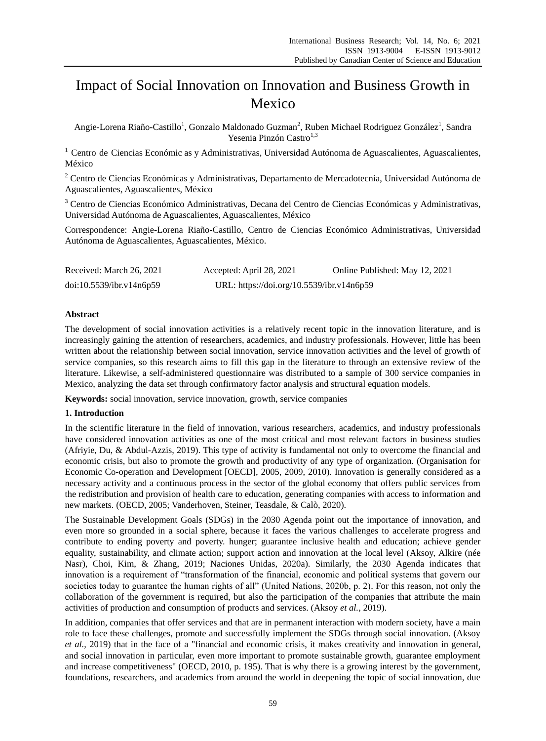# Impact of Social Innovation on Innovation and Business Growth in Mexico

Angie-Lorena Riaño-Castillo[1], Gonzalo Maldonado Guzman[2], Ruben Michael Rodriguez González[1], Sandra Yesenia Pinzón Castro[1,3]

[1] Centro de Ciencias Económic as y Administrativas, Universidad Autónoma de Aguascalientes, Aguascalientes, México

[2] Centro de Ciencias Económicas y Administrativas, Departamento de Mercadotecnia, Universidad Autónoma de Aguascalientes, Aguascalientes, México

[3] Centro de Ciencias Económico Administrativas, Decana del Centro de Ciencias Económicas y Administrativas, Universidad Autónoma de Aguascalientes, Aguascalientes, México

Correspondence: Angie-Lorena Riaño-Castillo, Centro de Ciencias Económico Administrativas, Universidad Autónoma de Aguascalientes, Aguascalientes, México.

Received: March 26, 2021 Accepted: April 28, 2021 Online Published: May 12, 2021

doi:10.5539/ibr.v14n6p59 URL: https://doi.org/10.5539/ibr.v14n6p59

**Abstract**

The development of social innovation activities is a relatively recent topic in the innovation literature, and is increasingly gaining the attention of researchers, academics, and industry professionals. However, little has been written about the relationship between social innovation, service innovation activities and the level of growth of service companies, so this research aims to fill this gap in the literature to through an extensive review of the literature. Likewise, a self-administered questionnaire was distributed to a sample of 300 service companies in Mexico, analyzing the data set through confirmatory factor analysis and structural equation models.

**Keywords:** social innovation, service innovation, growth, service companies

## 1. Introduction

In the scientific literature in the field of innovation, various researchers, academics, and industry professionals have considered innovation activities as one of the most critical and most relevant factors in business studies (Afriyie, Du, & Abdul-Azzis, 2019). This type of activity is fundamental not only to overcome the financial and economic crisis, but also to promote the growth and productivity of any type of organization. (Organisation for Economic Co-operation and Development [OECD], 2005, 2009, 2010). Innovation is generally considered as a necessary activity and a continuous process in the sector of the global economy that offers public services from the redistribution and provision of health care to education, generating companies with access to information and new markets. (OECD, 2005; Vanderhoven, Steiner, Teasdale, & Calò, 2020).

The Sustainable Development Goals (SDGs) in the 2030 Agenda point out the importance of innovation, and even more so grounded in a social sphere, because it faces the various challenges to accelerate progress and contribute to ending poverty and poverty. hunger; guarantee inclusive health and education; achieve gender equality, sustainability, and climate action; support action and innovation at the local level (Aksoy, Alkire (née Nasr), Choi, Kim, & Zhang, 2019; Naciones Unidas, 2020a). Similarly, the 2030 Agenda indicates that innovation is a requirement of "transformation of the financial, economic and political systems that govern our societies today to guarantee the human rights of all" (United Nations, 2020b, p. 2). For this reason, not only the collaboration of the government is required, but also the participation of the companies that attribute the main activities of production and consumption of products and services. (Aksoy *et al.*, 2019).

In addition, companies that offer services and that are in permanent interaction with modern society, have a main role to face these challenges, promote and successfully implement the SDGs through social innovation. (Aksoy *et al.*, 2019) that in the face of a "financial and economic crisis, it makes creativity and innovation in general, and social innovation in particular, even more important to promote sustainable growth, guarantee employment and increase competitiveness" (OECD, 2010, p. 195). That is why there is a growing interest by the government, foundations, researchers, and academics from around the world in deepening the topic of social innovation, due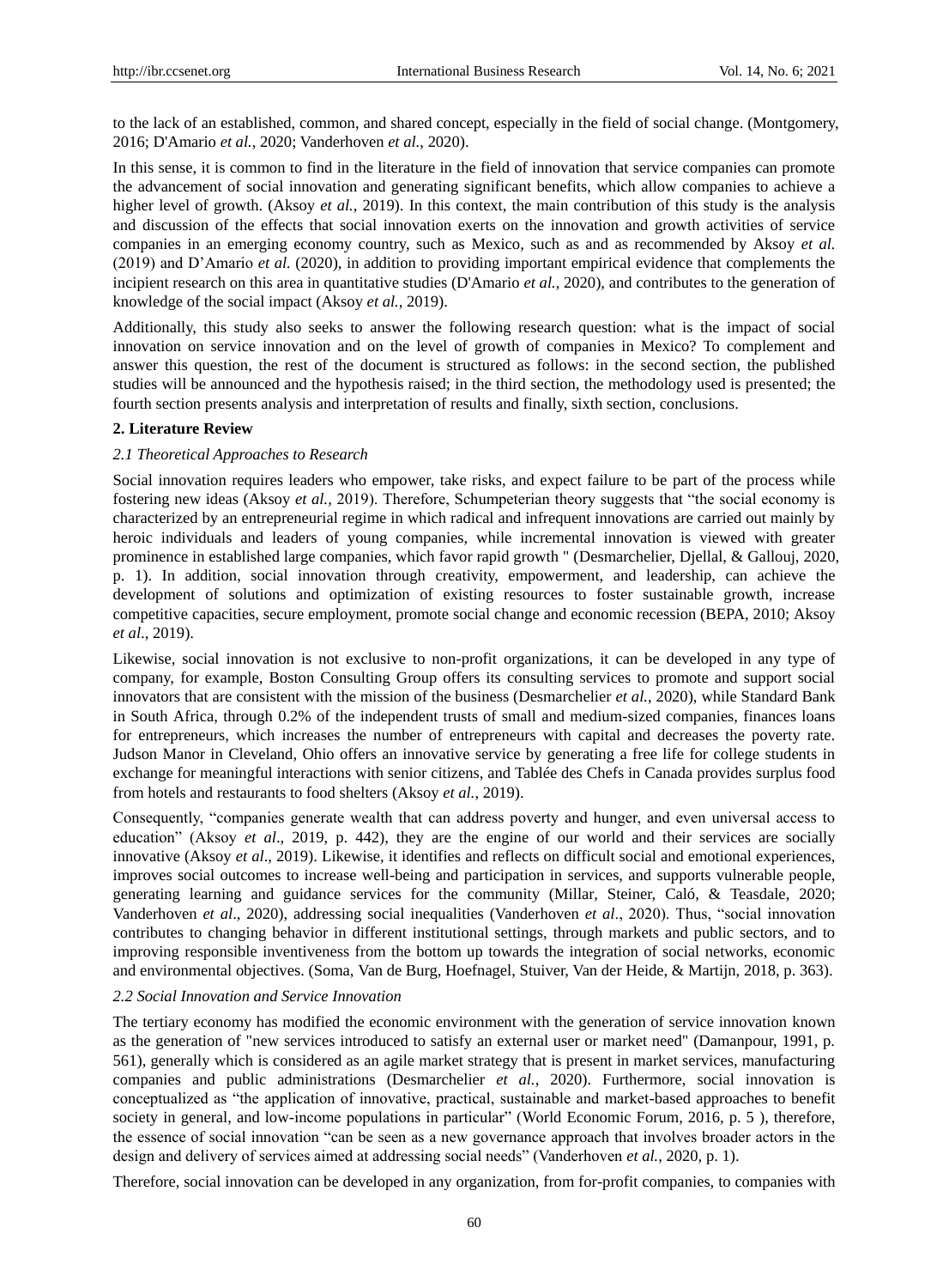to the lack of an established, common, and shared concept, especially in the field of social change. (Montgomery, 2016; D'Amario *et al.*, 2020; Vanderhoven *et al.*, 2020).

In this sense, it is common to find in the literature in the field of innovation that service companies can promote the advancement of social innovation and generating significant benefits, which allow companies to achieve a higher level of growth. (Aksoy *et al.*, 2019). In this context, the main contribution of this study is the analysis and discussion of the effects that social innovation exerts on the innovation and growth activities of service companies in an emerging economy country, such as Mexico, such as and as recommended by Aksoy *et al.* (2019) and D'Amario *et al.* (2020), in addition to providing important empirical evidence that complements the incipient research on this area in quantitative studies (D'Amario *et al.*, 2020), and contributes to the generation of knowledge of the social impact (Aksoy *et al.*, 2019).

Additionally, this study also seeks to answer the following research question: what is the impact of social innovation on service innovation and on the level of growth of companies in Mexico? To complement and answer this question, the rest of the document is structured as follows: in the second section, the published studies will be announced and the hypothesis raised; in the third section, the methodology used is presented; the fourth section presents analysis and interpretation of results and finally, sixth section, conclusions.

## 2. Literature Review

### *2.1 Theoretical Approaches to Research*

Social innovation requires leaders who empower, take risks, and expect failure to be part of the process while fostering new ideas (Aksoy *et al.*, 2019). Therefore, Schumpeterian theory suggests that "the social economy is characterized by an entrepreneurial regime in which radical and infrequent innovations are carried out mainly by heroic individuals and leaders of young companies, while incremental innovation is viewed with greater prominence in established large companies, which favor rapid growth " (Desmarchelier, Djellal, & Gallouj, 2020, p. 1). In addition, social innovation through creativity, empowerment, and leadership, can achieve the development of solutions and optimization of existing resources to foster sustainable growth, increase competitive capacities, secure employment, promote social change and economic recession (BEPA, 2010; Aksoy *et al.*, 2019).

Likewise, social innovation is not exclusive to non-profit organizations, it can be developed in any type of company, for example, Boston Consulting Group offers its consulting services to promote and support social innovators that are consistent with the mission of the business (Desmarchelier *et al.*, 2020), while Standard Bank in South Africa, through 0.2% of the independent trusts of small and medium-sized companies, finances loans for entrepreneurs, which increases the number of entrepreneurs with capital and decreases the poverty rate. Judson Manor in Cleveland, Ohio offers an innovative service by generating a free life for college students in exchange for meaningful interactions with senior citizens, and Tablée des Chefs in Canada provides surplus food from hotels and restaurants to food shelters (Aksoy *et al.*, 2019).

Consequently, "companies generate wealth that can address poverty and hunger, and even universal access to education" (Aksoy *et al*., 2019, p. 442), they are the engine of our world and their services are socially innovative (Aksoy *et al*., 2019). Likewise, it identifies and reflects on difficult social and emotional experiences, improves social outcomes to increase well-being and participation in services, and supports vulnerable people, generating learning and guidance services for the community (Millar, Steiner, Caló, & Teasdale, 2020; Vanderhoven *et al*., 2020), addressing social inequalities (Vanderhoven *et al*., 2020). Thus, "social innovation contributes to changing behavior in different institutional settings, through markets and public sectors, and to improving responsible inventiveness from the bottom up towards the integration of social networks, economic and environmental objectives. (Soma, Van de Burg, Hoefnagel, Stuiver, Van der Heide, & Martijn, 2018, p. 363).

### *2.2 Social Innovation and Service Innovation*

The tertiary economy has modified the economic environment with the generation of service innovation known as the generation of "new services introduced to satisfy an external user or market need" (Damanpour, 1991, p. 561), generally which is considered as an agile market strategy that is present in market services, manufacturing companies and public administrations (Desmarchelier *et al.*, 2020). Furthermore, social innovation is conceptualized as "the application of innovative, practical, sustainable and market-based approaches to benefit society in general, and low-income populations in particular" (World Economic Forum, 2016, p. 5 ), therefore, the essence of social innovation "can be seen as a new governance approach that involves broader actors in the design and delivery of services aimed at addressing social needs" (Vanderhoven *et al.*, 2020, p. 1).

Therefore, social innovation can be developed in any organization, from for-profit companies, to companies with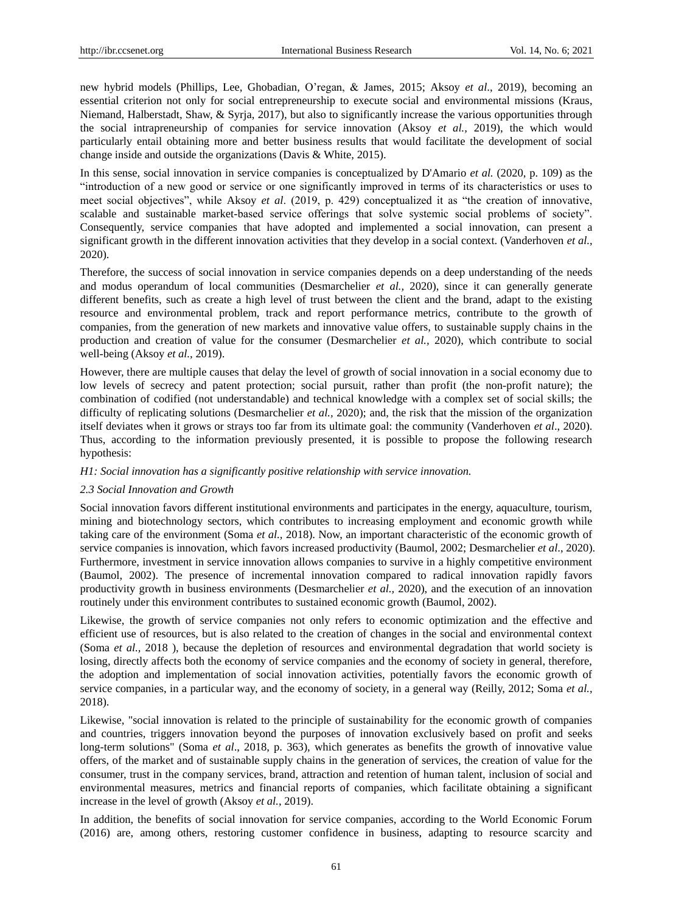new hybrid models (Phillips, Lee, Ghobadian, O'regan, & James, 2015; Aksoy *et al*., 2019), becoming an essential criterion not only for social entrepreneurship to execute social and environmental missions (Kraus, Niemand, Halberstadt, Shaw, & Syrja, 2017), but also to significantly increase the various opportunities through the social intrapreneurship of companies for service innovation (Aksoy *et al.,* 2019), the which would particularly entail obtaining more and better business results that would facilitate the development of social change inside and outside the organizations (Davis & White, 2015).

In this sense, social innovation in service companies is conceptualized by D'Amario *et al.* (2020, p. 109) as the "introduction of a new good or service or one significantly improved in terms of its characteristics or uses to meet social objectives", while Aksoy *et al*. (2019, p. 429) conceptualized it as "the creation of innovative, scalable and sustainable market-based service offerings that solve systemic social problems of society". Consequently, service companies that have adopted and implemented a social innovation, can present a significant growth in the different innovation activities that they develop in a social context. (Vanderhoven *et al.*, 2020).

Therefore, the success of social innovation in service companies depends on a deep understanding of the needs and modus operandum of local communities (Desmarchelier *et al.,* 2020), since it can generally generate different benefits, such as create a high level of trust between the client and the brand, adapt to the existing resource and environmental problem, track and report performance metrics, contribute to the growth of companies, from the generation of new markets and innovative value offers, to sustainable supply chains in the production and creation of value for the consumer (Desmarchelier *et al.,* 2020), which contribute to social well-being (Aksoy *et al.*, 2019).

However, there are multiple causes that delay the level of growth of social innovation in a social economy due to low levels of secrecy and patent protection; social pursuit, rather than profit (the non-profit nature); the combination of codified (not understandable) and technical knowledge with a complex set of social skills; the difficulty of replicating solutions (Desmarchelier *et al.,* 2020); and, the risk that the mission of the organization itself deviates when it grows or strays too far from its ultimate goal: the community (Vanderhoven *et al*., 2020). Thus, according to the information previously presented, it is possible to propose the following research hypothesis:

*H1: Social innovation has a significantly positive relationship with service innovation.*

### *2.3 Social Innovation and Growth*

Social innovation favors different institutional environments and participates in the energy, aquaculture, tourism, mining and biotechnology sectors, which contributes to increasing employment and economic growth while taking care of the environment (Soma *et al.,* 2018). Now, an important characteristic of the economic growth of service companies is innovation, which favors increased productivity (Baumol, 2002; Desmarchelier *et al*., 2020). Furthermore, investment in service innovation allows companies to survive in a highly competitive environment (Baumol, 2002). The presence of incremental innovation compared to radical innovation rapidly favors productivity growth in business environments (Desmarchelier *et al.,* 2020), and the execution of an innovation routinely under this environment contributes to sustained economic growth (Baumol, 2002).

Likewise, the growth of service companies not only refers to economic optimization and the effective and efficient use of resources, but is also related to the creation of changes in the social and environmental context (Soma *et al.*, 2018 ), because the depletion of resources and environmental degradation that world society is losing, directly affects both the economy of service companies and the economy of society in general, therefore, the adoption and implementation of social innovation activities, potentially favors the economic growth of service companies, in a particular way, and the economy of society, in a general way (Reilly, 2012; Soma *et al.*, 2018).

Likewise, "social innovation is related to the principle of sustainability for the economic growth of companies and countries, triggers innovation beyond the purposes of innovation exclusively based on profit and seeks long-term solutions" (Soma *et al*., 2018, p. 363), which generates as benefits the growth of innovative value offers, of the market and of sustainable supply chains in the generation of services, the creation of value for the consumer, trust in the company services, brand, attraction and retention of human talent, inclusion of social and environmental measures, metrics and financial reports of companies, which facilitate obtaining a significant increase in the level of growth (Aksoy *et al.*, 2019).

In addition, the benefits of social innovation for service companies, according to the World Economic Forum (2016) are, among others, restoring customer confidence in business, adapting to resource scarcity and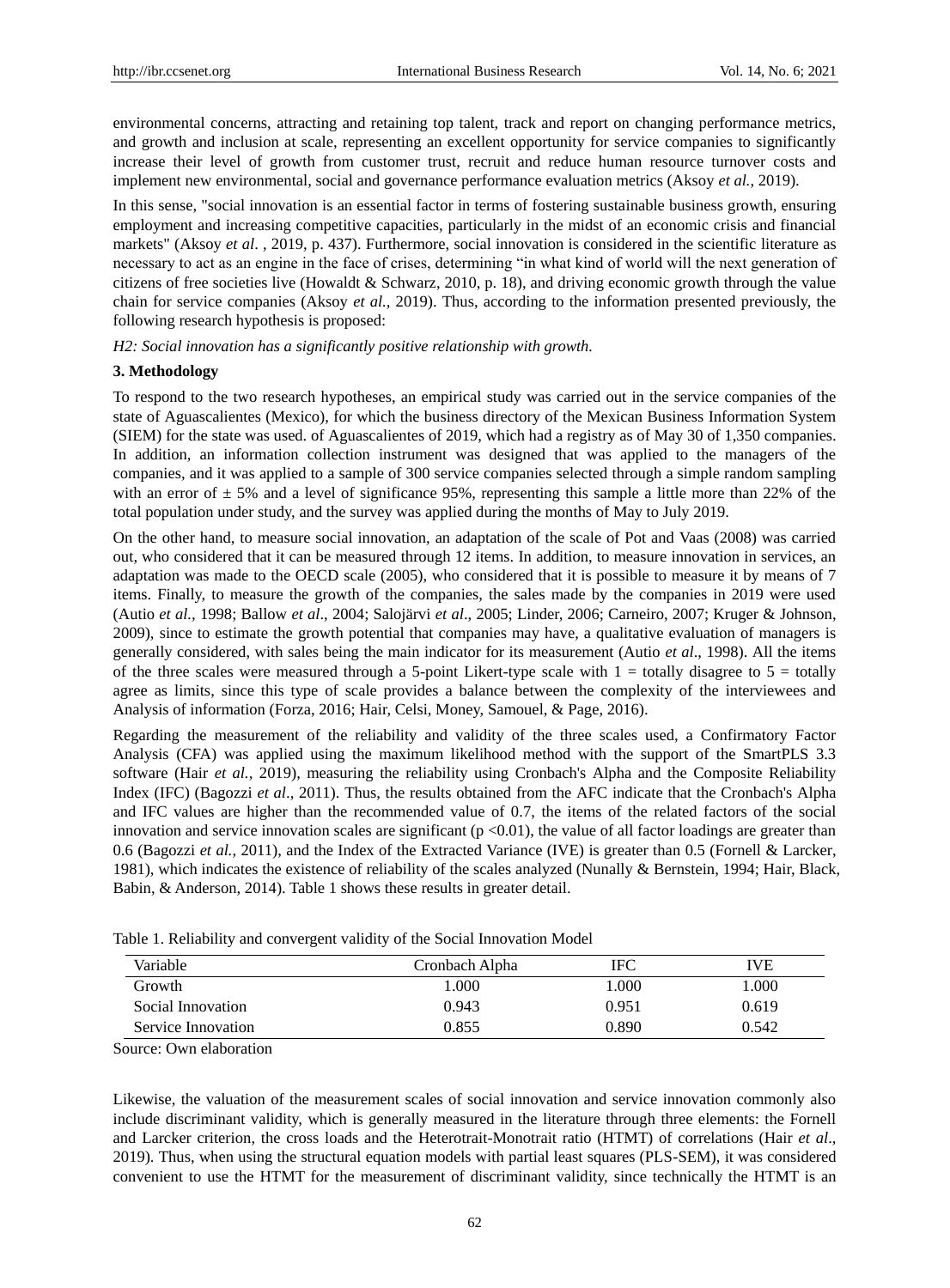environmental concerns, attracting and retaining top talent, track and report on changing performance metrics, and growth and inclusion at scale, representing an excellent opportunity for service companies to significantly increase their level of growth from customer trust, recruit and reduce human resource turnover costs and implement new environmental, social and governance performance evaluation metrics (Aksoy *et al.,* 2019).

In this sense, "social innovation is an essential factor in terms of fostering sustainable business growth, ensuring employment and increasing competitive capacities, particularly in the midst of an economic crisis and financial markets" (Aksoy *et al.* , 2019, p. 437). Furthermore, social innovation is considered in the scientific literature as necessary to act as an engine in the face of crises, determining "in what kind of world will the next generation of citizens of free societies live (Howaldt & Schwarz, 2010, p. 18), and driving economic growth through the value chain for service companies (Aksoy *et al.,* 2019). Thus, according to the information presented previously, the following research hypothesis is proposed:

*H2: Social innovation has a significantly positive relationship with growth.*

## 3. Methodology

To respond to the two research hypotheses, an empirical study was carried out in the service companies of the state of Aguascalientes (Mexico), for which the business directory of the Mexican Business Information System (SIEM) for the state was used. of Aguascalientes of 2019, which had a registry as of May 30 of 1,350 companies. In addition, an information collection instrument was designed that was applied to the managers of the companies, and it was applied to a sample of 300 service companies selected through a simple random sampling with an error of ± 5% and a level of significance 95%, representing this sample a little more than 22% of the total population under study, and the survey was applied during the months of May to July 2019.

On the other hand, to measure social innovation, an adaptation of the scale of Pot and Vaas (2008) was carried out, who considered that it can be measured through 12 items. In addition, to measure innovation in services, an adaptation was made to the OECD scale (2005), who considered that it is possible to measure it by means of 7 items. Finally, to measure the growth of the companies, the sales made by the companies in 2019 were used (Autio *et al.,* 1998; Ballow *et al*., 2004; Salojärvi *et al*., 2005; Linder, 2006; Carneiro, 2007; Kruger & Johnson, 2009), since to estimate the growth potential that companies may have, a qualitative evaluation of managers is generally considered, with sales being the main indicator for its measurement (Autio *et al*., 1998). All the items of the three scales were measured through a 5-point Likert-type scale with 1 = totally disagree to 5 = totally agree as limits, since this type of scale provides a balance between the complexity of the interviewees and Analysis of information (Forza, 2016; Hair, Celsi, Money, Samouel, & Page, 2016).

Regarding the measurement of the reliability and validity of the three scales used, a Confirmatory Factor Analysis (CFA) was applied using the maximum likelihood method with the support of the SmartPLS 3.3 software (Hair *et al.,* 2019), measuring the reliability using Cronbach's Alpha and the Composite Reliability Index (IFC) (Bagozzi *et al*., 2011). Thus, the results obtained from the AFC indicate that the Cronbach's Alpha and IFC values are higher than the recommended value of 0.7, the items of the related factors of the social innovation and service innovation scales are significant ($p < 0.01$), the value of all factor loadings are greater than 0.6 (Bagozzi *et al.,* 2011), and the Index of the Extracted Variance (IVE) is greater than 0.5 (Fornell & Larcker, 1981), which indicates the existence of reliability of the scales analyzed (Nunally & Bernstein, 1994; Hair, Black, Babin, & Anderson, 2014). Table 1 shows these results in greater detail.

Table 1. Reliability and convergent validity of the Social Innovation Model

| Variable | Cronbach Alpha | IFC | IVE |
|---|---|---|---|
| Growth | 1.000 | 1.000 | 1.000 |
| Social Innovation | 0.943 | 0.951 | 0.619 |
| Service Innovation | 0.855 | 0.890 | 0.542 |

Source: Own elaboration

Likewise, the valuation of the measurement scales of social innovation and service innovation commonly also include discriminant validity, which is generally measured in the literature through three elements: the Fornell and Larcker criterion, the cross loads and the Heterotrait-Monotrait ratio (HTMT) of correlations (Hair *et al*., 2019). Thus, when using the structural equation models with partial least squares (PLS-SEM), it was considered convenient to use the HTMT for the measurement of discriminant validity, since technically the HTMT is an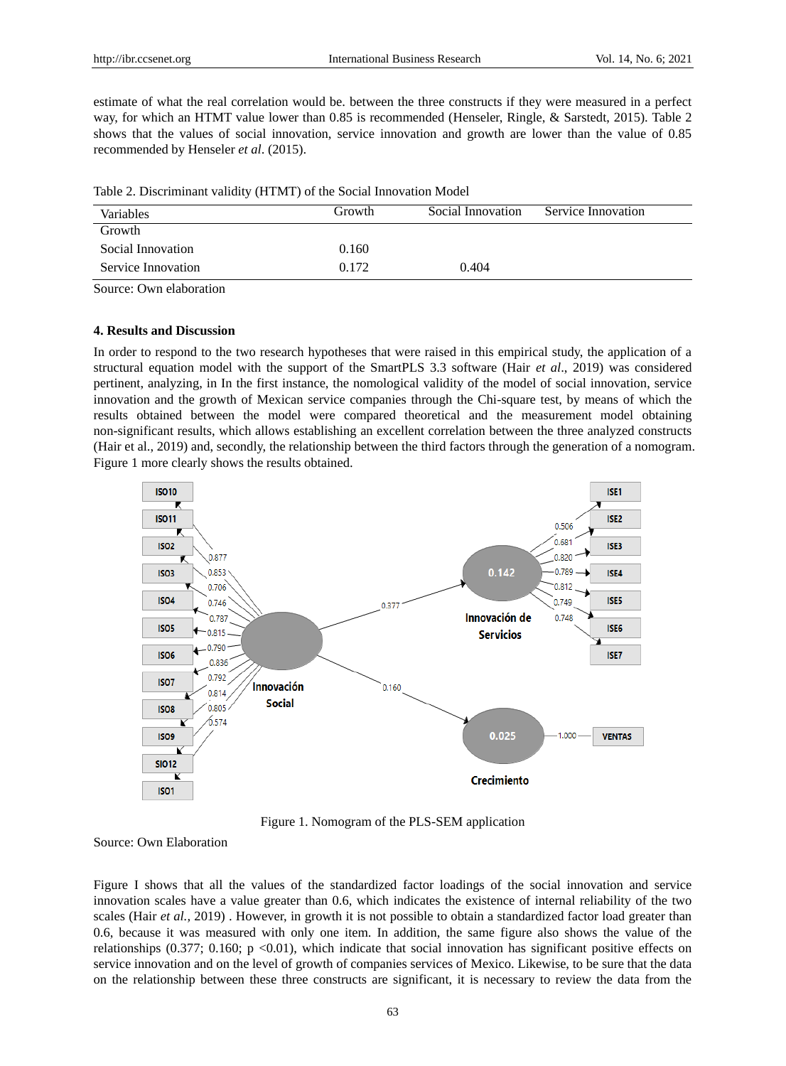estimate of what the real correlation would be. between the three constructs if they were measured in a perfect way, for which an HTMT value lower than 0.85 is recommended (Henseler, Ringle, & Sarstedt, 2015). Table 2 shows that the values of social innovation, service innovation and growth are lower than the value of 0.85 recommended by Henseler *et al*. (2015).

Table 2. Discriminant validity (HTMT) of the Social Innovation Model

| Variables | Growth | Social Innovation | Service Innovation |
|---|---|---|---|
| Growth | | | |
| Social Innovation | 0.160 | | |
| Service Innovation | 0.172 | 0.404 | |

Source: Own elaboration

## 4. Results and Discussion

In order to respond to the two research hypotheses that were raised in this empirical study, the application of a structural equation model with the support of the SmartPLS 3.3 software (Hair *et al*., 2019) was considered pertinent, analyzing, in In the first instance, the nomological validity of the model of social innovation, service innovation and the growth of Mexican service companies through the Chi-square test, by means of which the results obtained between the model were compared theoretical and the measurement model obtaining non-significant results, which allows establishing an excellent correlation between the three analyzed constructs (Hair et al., 2019) and, secondly, the relationship between the third factors through the generation of a nomogram. Figure 1 more clearly shows the results obtained.

Figure 1. Nomogram of the PLS-SEM application

Source: Own Elaboration

Figure I shows that all the values of the standardized factor loadings of the social innovation and service innovation scales have a value greater than 0.6, which indicates the existence of internal reliability of the two scales (Hair *et al.,* 2019) . However, in growth it is not possible to obtain a standardized factor load greater than 0.6, because it was measured with only one item. In addition, the same figure also shows the value of the relationships (0.377; 0.160; $p < 0.01$), which indicate that social innovation has significant positive effects on service innovation and on the level of growth of companies services of Mexico. Likewise, to be sure that the data on the relationship between these three constructs are significant, it is necessary to review the data from the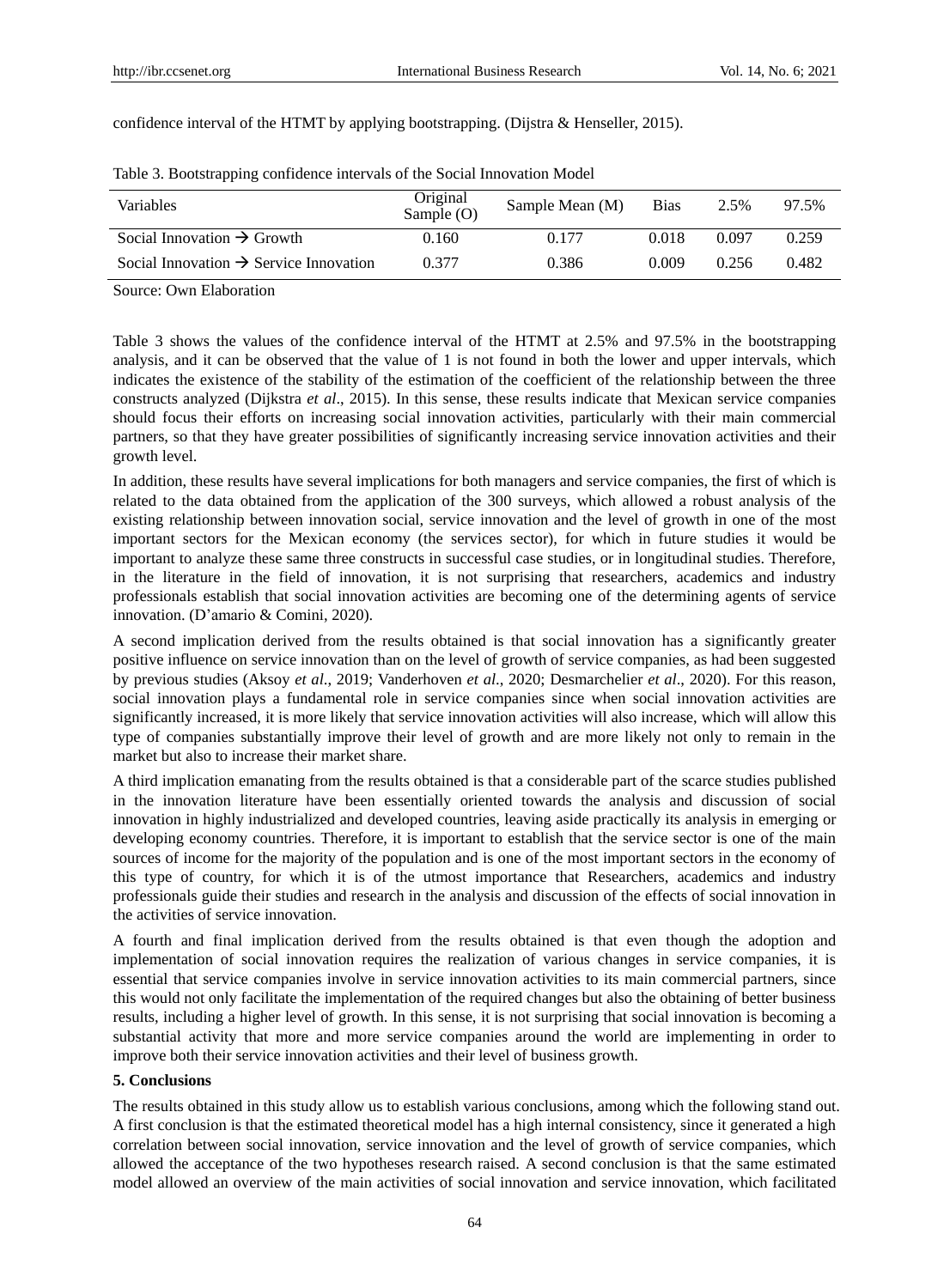confidence interval of the HTMT by applying bootstrapping. (Dijstra & Henseller, 2015).

Table 3. Bootstrapping confidence intervals of the Social Innovation Model

| Variables | Original Sample (O) | Sample Mean (M) | Bias | 2.5% | 97.5% |
|---|---|---|---|---|---|
| Social Innovation → Growth | 0.160 | 0.177 | 0.018 | 0.097 | 0.259 |
| Social Innovation → Service Innovation | 0.377 | 0.386 | 0.009 | 0.256 | 0.482 |

Source: Own Elaboration

Table 3 shows the values of the confidence interval of the HTMT at 2.5% and 97.5% in the bootstrapping analysis, and it can be observed that the value of 1 is not found in both the lower and upper intervals, which indicates the existence of the stability of the estimation of the coefficient of the relationship between the three constructs analyzed (Dijkstra *et al*., 2015). In this sense, these results indicate that Mexican service companies should focus their efforts on increasing social innovation activities, particularly with their main commercial partners, so that they have greater possibilities of significantly increasing service innovation activities and their growth level.

In addition, these results have several implications for both managers and service companies, the first of which is related to the data obtained from the application of the 300 surveys, which allowed a robust analysis of the existing relationship between innovation social, service innovation and the level of growth in one of the most important sectors for the Mexican economy (the services sector), for which in future studies it would be important to analyze these same three constructs in successful case studies, or in longitudinal studies. Therefore, in the literature in the field of innovation, it is not surprising that researchers, academics and industry professionals establish that social innovation activities are becoming one of the determining agents of service innovation. (D'amario & Comini, 2020).

A second implication derived from the results obtained is that social innovation has a significantly greater positive influence on service innovation than on the level of growth of service companies, as had been suggested by previous studies (Aksoy *et al*., 2019; Vanderhoven *et al*., 2020; Desmarchelier *et al*., 2020). For this reason, social innovation plays a fundamental role in service companies since when social innovation activities are significantly increased, it is more likely that service innovation activities will also increase, which will allow this type of companies substantially improve their level of growth and are more likely not only to remain in the market but also to increase their market share.

A third implication emanating from the results obtained is that a considerable part of the scarce studies published in the innovation literature have been essentially oriented towards the analysis and discussion of social innovation in highly industrialized and developed countries, leaving aside practically its analysis in emerging or developing economy countries. Therefore, it is important to establish that the service sector is one of the main sources of income for the majority of the population and is one of the most important sectors in the economy of this type of country, for which it is of the utmost importance that Researchers, academics and industry professionals guide their studies and research in the analysis and discussion of the effects of social innovation in the activities of service innovation.

A fourth and final implication derived from the results obtained is that even though the adoption and implementation of social innovation requires the realization of various changes in service companies, it is essential that service companies involve in service innovation activities to its main commercial partners, since this would not only facilitate the implementation of the required changes but also the obtaining of better business results, including a higher level of growth. In this sense, it is not surprising that social innovation is becoming a substantial activity that more and more service companies around the world are implementing in order to improve both their service innovation activities and their level of business growth.

## 5. Conclusions

The results obtained in this study allow us to establish various conclusions, among which the following stand out. A first conclusion is that the estimated theoretical model has a high internal consistency, since it generated a high correlation between social innovation, service innovation and the level of growth of service companies, which allowed the acceptance of the two hypotheses research raised. A second conclusion is that the same estimated model allowed an overview of the main activities of social innovation and service innovation, which facilitated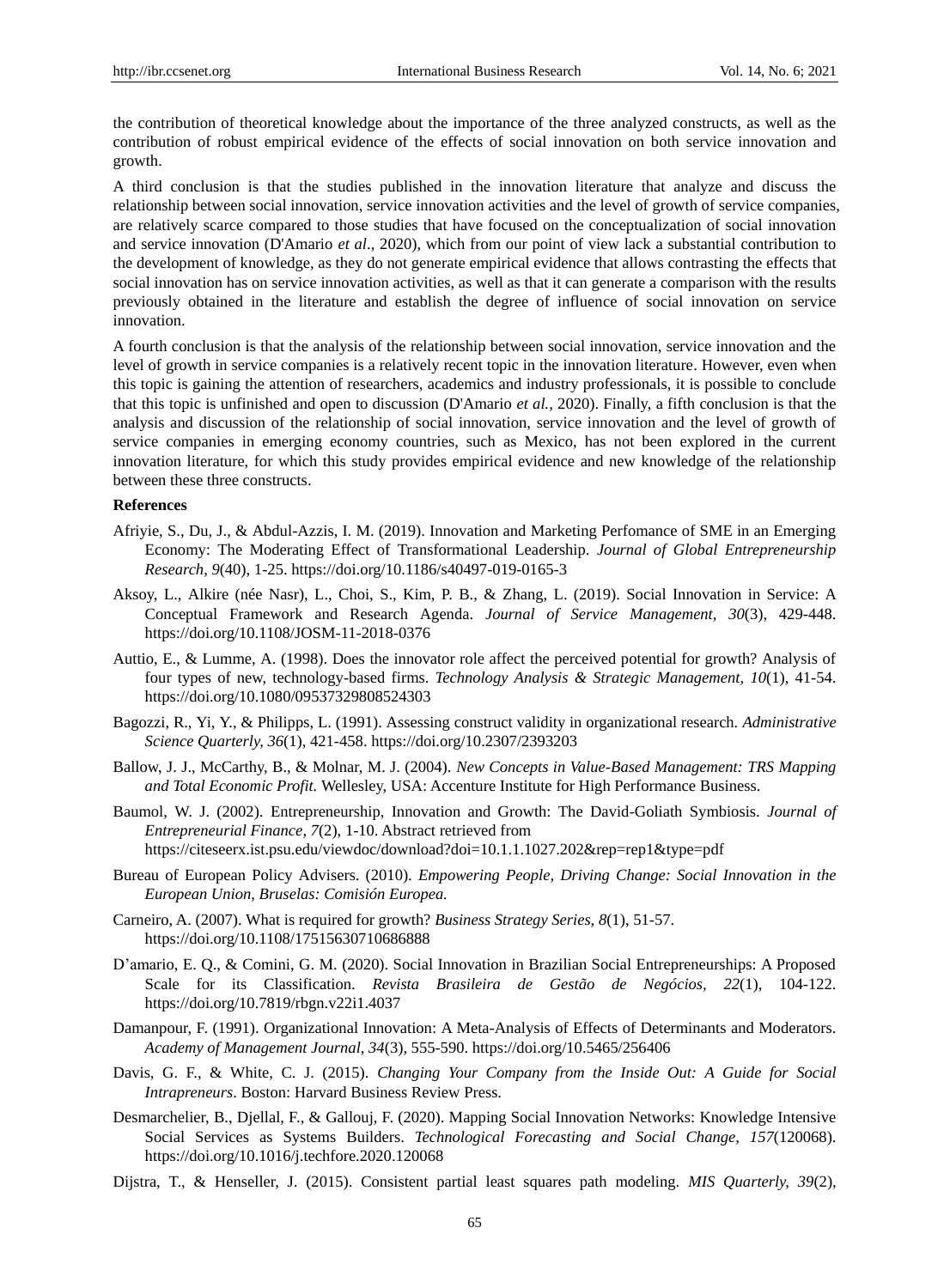the contribution of theoretical knowledge about the importance of the three analyzed constructs, as well as the contribution of robust empirical evidence of the effects of social innovation on both service innovation and growth.

A third conclusion is that the studies published in the innovation literature that analyze and discuss the relationship between social innovation, service innovation activities and the level of growth of service companies, are relatively scarce compared to those studies that have focused on the conceptualization of social innovation and service innovation (D'Amario *et al*., 2020), which from our point of view lack a substantial contribution to the development of knowledge, as they do not generate empirical evidence that allows contrasting the effects that social innovation has on service innovation activities, as well as that it can generate a comparison with the results previously obtained in the literature and establish the degree of influence of social innovation on service innovation.

A fourth conclusion is that the analysis of the relationship between social innovation, service innovation and the level of growth in service companies is a relatively recent topic in the innovation literature. However, even when this topic is gaining the attention of researchers, academics and industry professionals, it is possible to conclude that this topic is unfinished and open to discussion (D'Amario *et al.,* 2020). Finally, a fifth conclusion is that the analysis and discussion of the relationship of social innovation, service innovation and the level of growth of service companies in emerging economy countries, such as Mexico, has not been explored in the current innovation literature, for which this study provides empirical evidence and new knowledge of the relationship between these three constructs.

**References**

Afriyie, S., Du, J., & Abdul-Azzis, I. M. (2019). Innovation and Marketing Perfomance of SME in an Emerging Economy: The Moderating Effect of Transformational Leadership. *Journal of Global Entrepreneurship Research, 9*(40), 1-25. https://doi.org/10.1186/s40497-019-0165-3

Aksoy, L., Alkire (née Nasr), L., Choi, S., Kim, P. B., & Zhang, L. (2019). Social Innovation in Service: A Conceptual Framework and Research Agenda. *Journal of Service Management, 30*(3), 429-448. https://doi.org/10.1108/JOSM-11-2018-0376

Auttio, E., & Lumme, A. (1998). Does the innovator role affect the perceived potential for growth? Analysis of four types of new, technology-based firms. *Technology Analysis & Strategic Management, 10*(1), 41-54. https://doi.org/10.1080/09537329808524303

Bagozzi, R., Yi, Y., & Philipps, L. (1991). Assessing construct validity in organizational research. *Administrative Science Quarterly, 36*(1), 421-458. https://doi.org/10.2307/2393203

Ballow, J. J., McCarthy, B., & Molnar, M. J. (2004). *New Concepts in Value-Based Management: TRS Mapping and Total Economic Profit.* Wellesley, USA: Accenture Institute for High Performance Business.

Baumol, W. J. (2002). Entrepreneurship, Innovation and Growth: The David-Goliath Symbiosis. *Journal of Entrepreneurial Finance, 7*(2), 1-10. Abstract retrieved from https://citeseerx.ist.psu.edu/viewdoc/download?doi=10.1.1.1027.202&rep=rep1&type=pdf

Bureau of European Policy Advisers. (2010). *Empowering People, Driving Change: Social Innovation in the European Union, Bruselas: Comisión Europea.*

Carneiro, A. (2007). What is required for growth? *Business Strategy Series, 8*(1), 51-57. https://doi.org/10.1108/17515630710686888

D'amario, E. Q., & Comini, G. M. (2020). Social Innovation in Brazilian Social Entrepreneurships: A Proposed Scale for its Classification. *Revista Brasileira de Gestão de Negócios, 22*(1), 104-122. https://doi.org/10.7819/rbgn.v22i1.4037

Damanpour, F. (1991). Organizational Innovation: A Meta-Analysis of Effects of Determinants and Moderators. *Academy of Management Journal, 34*(3), 555-590. https://doi.org/10.5465/256406

Davis, G. F., & White, C. J. (2015). *Changing Your Company from the Inside Out: A Guide for Social Intrapreneurs*. Boston: Harvard Business Review Press.

Desmarchelier, B., Djellal, F., & Gallouj, F. (2020). Mapping Social Innovation Networks: Knowledge Intensive Social Services as Systems Builders. *Technological Forecasting and Social Change, 157*(120068). https://doi.org/10.1016/j.techfore.2020.120068

Dijstra, T., & Henseller, J. (2015). Consistent partial least squares path modeling. *MIS Quarterly, 39*(2),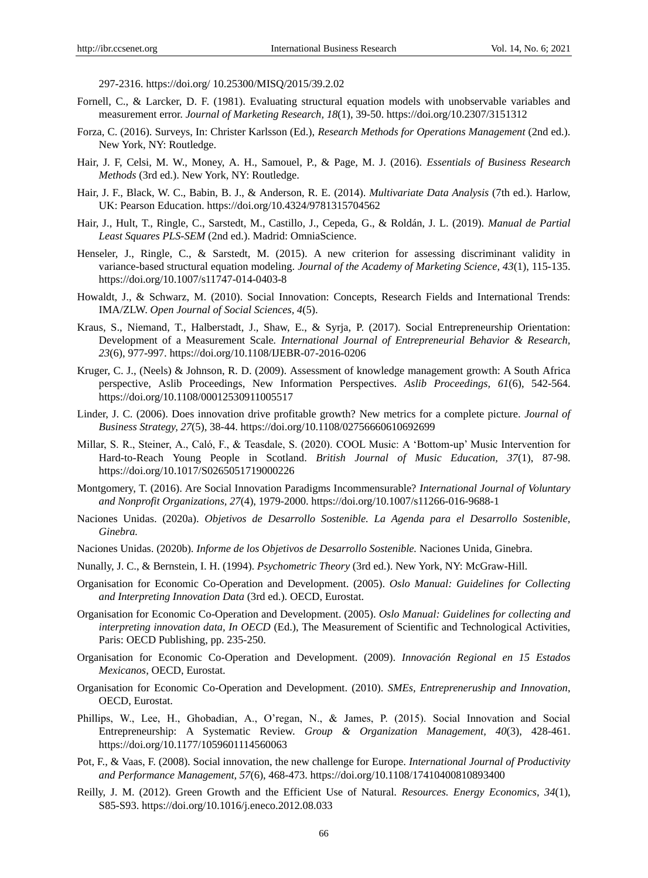297-2316. https://doi.org/ 10.25300/MISQ/2015/39.2.02

Fornell, C., & Larcker, D. F. (1981). Evaluating structural equation models with unobservable variables and measurement error. *Journal of Marketing Research, 18*(1), 39-50. https://doi.org/10.2307/3151312

Forza, C. (2016). Surveys, In: Christer Karlsson (Ed.), *Research Methods for Operations Management* (2nd ed.). New York, NY: Routledge.

Hair, J. F, Celsi, M. W., Money, A. H., Samouel, P., & Page, M. J. (2016). *Essentials of Business Research Methods* (3rd ed.). New York, NY: Routledge.

Hair, J. F., Black, W. C., Babin, B. J., & Anderson, R. E. (2014). *Multivariate Data Analysis* (7th ed.). Harlow, UK: Pearson Education. https://doi.org/10.4324/9781315704562

Hair, J., Hult, T., Ringle, C., Sarstedt, M., Castillo, J., Cepeda, G., & Roldán, J. L. (2019). *Manual de Partial Least Squares PLS-SEM* (2nd ed.). Madrid: OmniaScience.

Henseler, J., Ringle, C., & Sarstedt, M. (2015). A new criterion for assessing discriminant validity in variance-based structural equation modeling. *Journal of the Academy of Marketing Science, 43*(1), 115-135. https://doi.org/10.1007/s11747-014-0403-8

Howaldt, J., & Schwarz, M. (2010). Social Innovation: Concepts, Research Fields and International Trends: IMA/ZLW. *Open Journal of Social Sciences, 4*(5).

Kraus, S., Niemand, T., Halberstadt, J., Shaw, E., & Syrja, P. (2017). Social Entrepreneurship Orientation: Development of a Measurement Scale. *International Journal of Entrepreneurial Behavior & Research, 23*(6), 977-997. https://doi.org/10.1108/IJEBR-07-2016-0206

Kruger, C. J., (Neels) & Johnson, R. D. (2009). Assessment of knowledge management growth: A South Africa perspective, Aslib Proceedings, New Information Perspectives. *Aslib Proceedings, 61*(6), 542-564. https://doi.org/10.1108/00012530911005517

Linder, J. C. (2006). Does innovation drive profitable growth? New metrics for a complete picture. *Journal of Business Strategy, 27*(5), 38-44. https://doi.org/10.1108/02756660610692699

Millar, S. R., Steiner, A., Caló, F., & Teasdale, S. (2020). COOL Music: A 'Bottom-up' Music Intervention for Hard-to-Reach Young People in Scotland. *British Journal of Music Education, 37*(1), 87-98. https://doi.org/10.1017/S0265051719000226

Montgomery, T. (2016). Are Social Innovation Paradigms Incommensurable? *International Journal of Voluntary and Nonprofit Organizations, 27*(4), 1979-2000. https://doi.org/10.1007/s11266-016-9688-1

Naciones Unidas. (2020a). *Objetivos de Desarrollo Sostenible. La Agenda para el Desarrollo Sostenible, Ginebra.*

Naciones Unidas. (2020b). *Informe de los Objetivos de Desarrollo Sostenible.* Naciones Unida, Ginebra.

Nunally, J. C., & Bernstein, I. H. (1994). *Psychometric Theory* (3rd ed.). New York, NY: McGraw-Hill.

Organisation for Economic Co-Operation and Development. (2005). *Oslo Manual: Guidelines for Collecting and Interpreting Innovation Data* (3rd ed.). OECD, Eurostat.

Organisation for Economic Co-Operation and Development. (2005). *Oslo Manual: Guidelines for collecting and interpreting innovation data, In OECD* (Ed.), The Measurement of Scientific and Technological Activities, Paris: OECD Publishing, pp. 235-250.

Organisation for Economic Co-Operation and Development. (2009). *Innovación Regional en 15 Estados Mexicanos*, OECD, Eurostat.

Organisation for Economic Co-Operation and Development. (2010). *SMEs, Entrepreneruship and Innovation*, OECD, Eurostat.

Phillips, W., Lee, H., Ghobadian, A., O'regan, N., & James, P. (2015). Social Innovation and Social Entrepreneurship: A Systematic Review. *Group & Organization Management, 40*(3), 428-461. https://doi.org/10.1177/1059601114560063

Pot, F., & Vaas, F. (2008). Social innovation, the new challenge for Europe. *International Journal of Productivity and Performance Management, 57*(6), 468-473. https://doi.org/10.1108/17410400810893400

Reilly, J. M. (2012). Green Growth and the Efficient Use of Natural. *Resources. Energy Economics, 34*(1), S85-S93. https://doi.org/10.1016/j.eneco.2012.08.033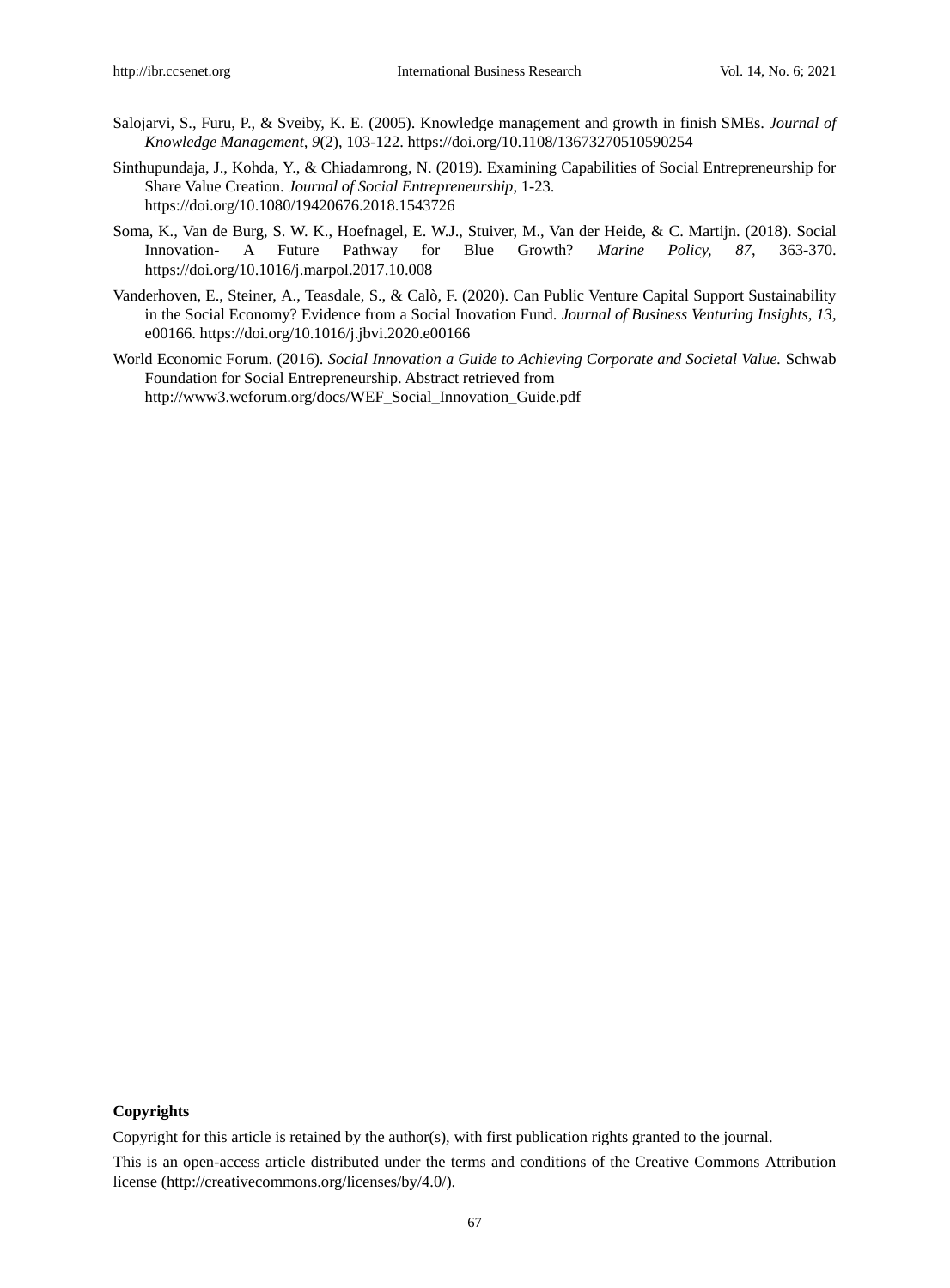Salojarvi, S., Furu, P., & Sveiby, K. E. (2005). Knowledge management and growth in finish SMEs. *Journal of Knowledge Management, 9*(2), 103-122. https://doi.org/10.1108/13673270510590254

Sinthupundaja, J., Kohda, Y., & Chiadamrong, N. (2019). Examining Capabilities of Social Entrepreneurship for Share Value Creation. *Journal of Social Entrepreneurship*, 1-23. https://doi.org/10.1080/19420676.2018.1543726

Soma, K., Van de Burg, S. W. K., Hoefnagel, E. W.J., Stuiver, M., Van der Heide, & C. Martijn. (2018). Social Innovation- A Future Pathway for Blue Growth? *Marine Policy, 87*, 363-370. https://doi.org/10.1016/j.marpol.2017.10.008

Vanderhoven, E., Steiner, A., Teasdale, S., & Calò, F. (2020). Can Public Venture Capital Support Sustainability in the Social Economy? Evidence from a Social Inovation Fund. *Journal of Business Venturing Insights, 13*, e00166. https://doi.org/10.1016/j.jbvi.2020.e00166

World Economic Forum. (2016). *Social Innovation a Guide to Achieving Corporate and Societal Value.* Schwab Foundation for Social Entrepreneurship. Abstract retrieved from http://www3.weforum.org/docs/WEF_Social_Innovation_Guide.pdf

**Copyrights**

Copyright for this article is retained by the author(s), with first publication rights granted to the journal.

This is an open-access article distributed under the terms and conditions of the Creative Commons Attribution license (http://creativecommons.org/licenses/by/4.0/).